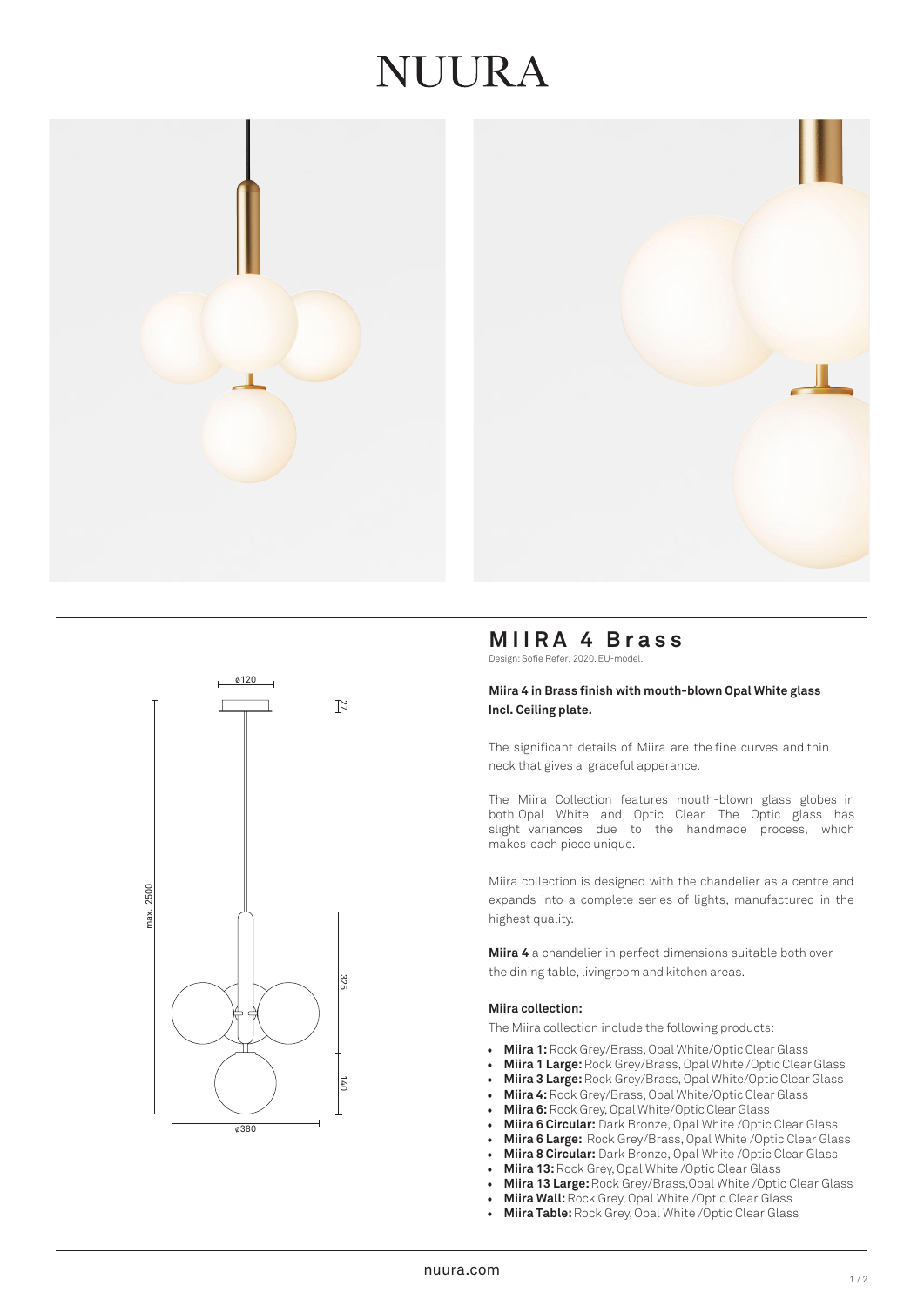# NUURA

## MIIRA 4 Brass

Design: Sofie Refer, 2020. EU-model.

**Miira 4 in Brass finish with mouth-blown Opal White glass**
**Incl. Ceiling plate.**

The significant details of Miira are the fine curves and thin neck that gives a graceful apperance.

The Miira Collection features mouth-blown glass globes in both Opal White and Optic Clear. The Optic glass has slight variances due to the handmade process, which makes each piece unique.

Miira collection is designed with the chandelier as a centre and expands into a complete series of lights, manufactured in the highest quality.

**Miira 4** a chandelier in perfect dimensions suitable both over the dining table, livingroom and kitchen areas.

**Miira collection:**

The Miira collection include the following products:

- **Miira 1:** Rock Grey/Brass, Opal White/Optic Clear Glass
- **Miira 1 Large:** Rock Grey/Brass, Opal White /Optic Clear Glass
- **Miira 3 Large:** Rock Grey/Brass, Opal White/Optic Clear Glass
- **Miira 4:** Rock Grey/Brass, Opal White/Optic Clear Glass
- **Miira 6:** Rock Grey, Opal White/Optic Clear Glass
- **Miira 6 Circular:** Dark Bronze, Opal White /Optic Clear Glass
- **Miira 6 Large:** Rock Grey/Brass, Opal White /Optic Clear Glass
- **Miira 8 Circular:** Dark Bronze, Opal White /Optic Clear Glass
- **Miira 13:** Rock Grey, Opal White /Optic Clear Glass
- **Miira 13 Large:** Rock Grey/Brass,Opal White /Optic Clear Glass
- **Miira Wall:** Rock Grey, Opal White /Optic Clear Glass
- **Miira Table:** Rock Grey, Opal White /Optic Clear Glass

nuura.com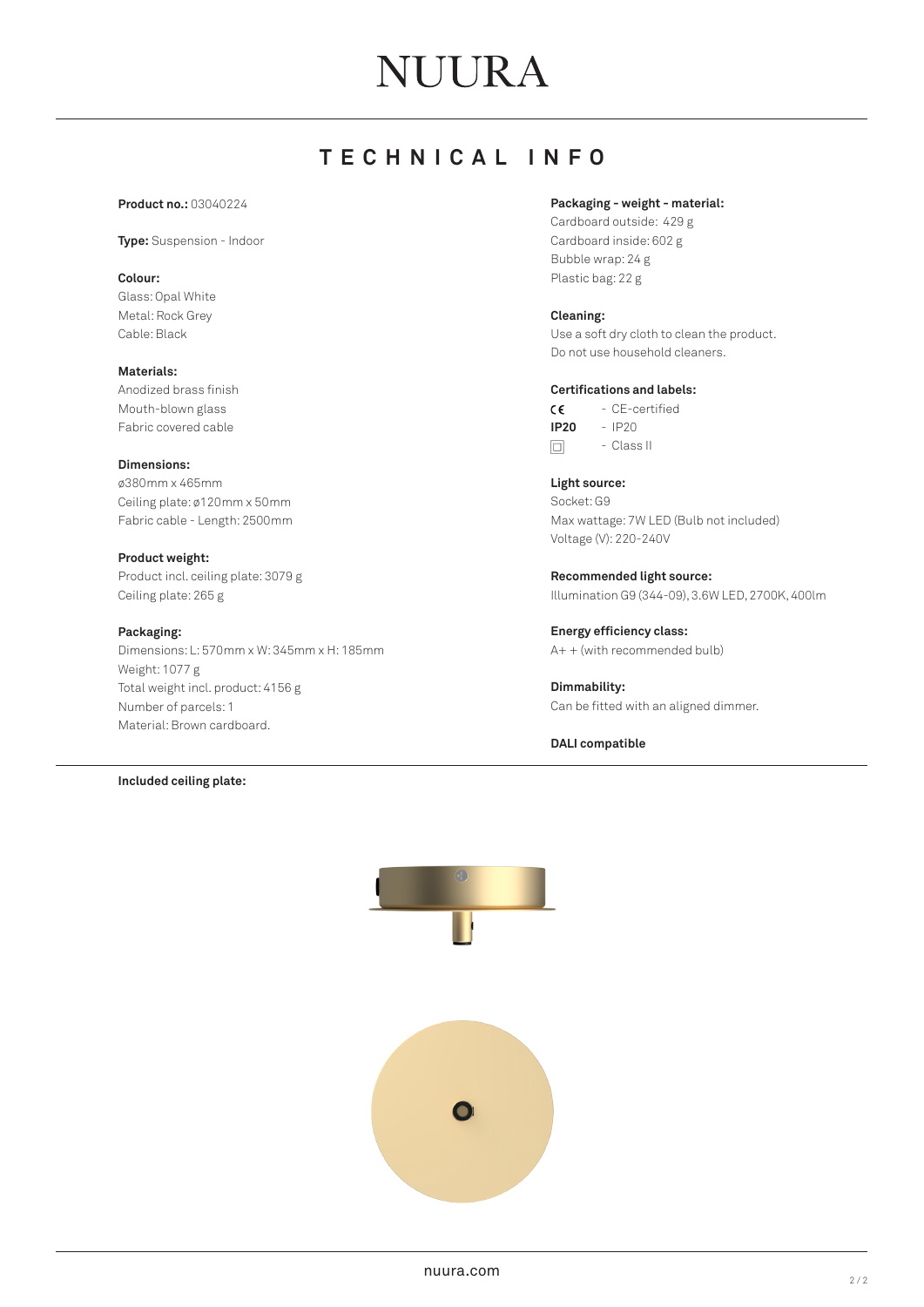# NUURA

## TECHNICAL INFO

**Product no.:** 03040224

**Type:** Suspension - Indoor

**Colour:**
Glass: Opal White
Metal: Rock Grey
Cable: Black

**Materials:**
Anodized brass finish
Mouth-blown glass
Fabric covered cable

**Dimensions:**
ø380mm x 465mm
Ceiling plate: ø120mm x 50mm
Fabric cable - Length: 2500mm

**Product weight:**
Product incl. ceiling plate: 3079 g
Ceiling plate: 265 g

**Packaging:**
Dimensions: L: 570mm x W: 345mm x H: 185mm
Weight: 1077 g
Total weight incl. product: 4156 g
Number of parcels: 1
Material: Brown cardboard.

**Packaging - weight - material:**
Cardboard outside: 429 g
Cardboard inside: 602 g
Bubble wrap: 24 g
Plastic bag: 22 g

**Cleaning:**
Use a soft dry cloth to clean the product.
Do not use household cleaners.

**Certifications and labels:**
CE - CE-certified
**IP20** - IP20
▢ - Class II

**Light source:**
Socket: G9
Max wattage: 7W LED (Bulb not included)
Voltage (V): 220-240V

**Recommended light source:**
Illumination G9 (344-09), 3.6W LED, 2700K, 400lm

**Energy efficiency class:**
A++ (with recommended bulb)

**Dimmability:**
Can be fitted with an aligned dimmer.

**DALI compatible**

**Included ceiling plate:**

nuura.com